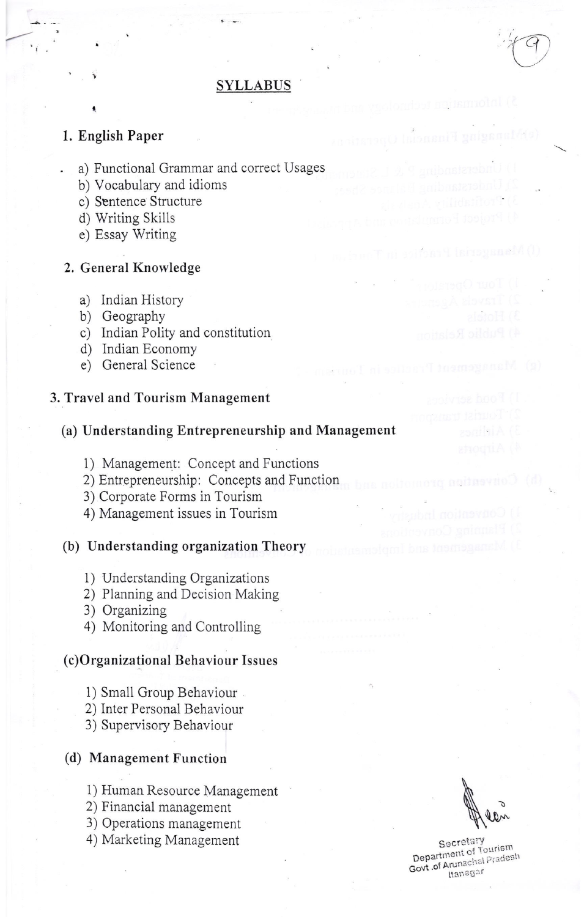# SYLLABUS

## 1. English Paper

a) Functional Grammar and correct Usages
b) Vocabulary and idioms
c) Sentence Structure
d) Writing Skills
e) Essay Writing

## 2. General Knowledge

a) Indian History
b) Geography
c) Indian Polity and constitution
d) Indian Economy
e) General Science

## 3. Travel and Tourism Management

### (a) Understanding Entrepreneurship and Management

1) Management: Concept and Functions
2) Entrepreneurship: Concepts and Function
3) Corporate Forms in Tourism
4) Management issues in Tourism

### (b) Understanding organization Theory

1) Understanding Organizations
2) Planning and Decision Making
3) Organizing
4) Monitoring and Controlling

### (c) Organizational Behaviour Issues

1) Small Group Behaviour
2) Inter Personal Behaviour
3) Supervisory Behaviour

### (d) Management Function

1) Human Resource Management
2) Financial management
3) Operations management
4) Marketing Management

Secretary
Department of Tourism
Govt. of Arunachal Pradesh
Itanagar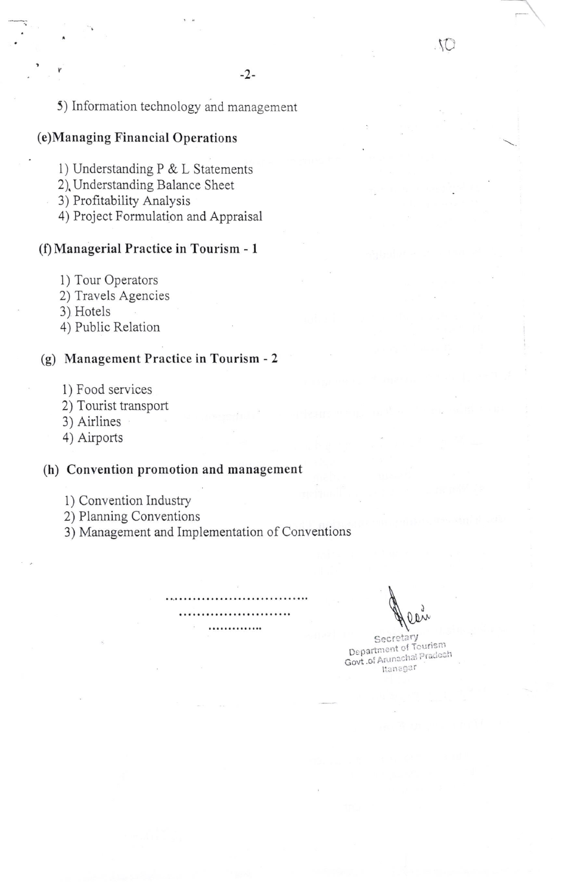5) Information technology and management

**(e)Managing Financial Operations**

1) Understanding P & L Statements
2) Understanding Balance Sheet
3) Profitability Analysis
4) Project Formulation and Appraisal

**(f) Managerial Practice in Tourism - 1**

1) Tour Operators
2) Travels Agencies
3) Hotels
4) Public Relation

**(g) Management Practice in Tourism - 2**

1) Food services
2) Tourist transport
3) Airlines
4) Airports

**(h) Convention promotion and management**

1) Convention Industry
2) Planning Conventions
3) Management and Implementation of Conventions

................................
.........................
.............

Secretary
Department of Tourism
Govt. of Arunachal Pradesh
Itanagar